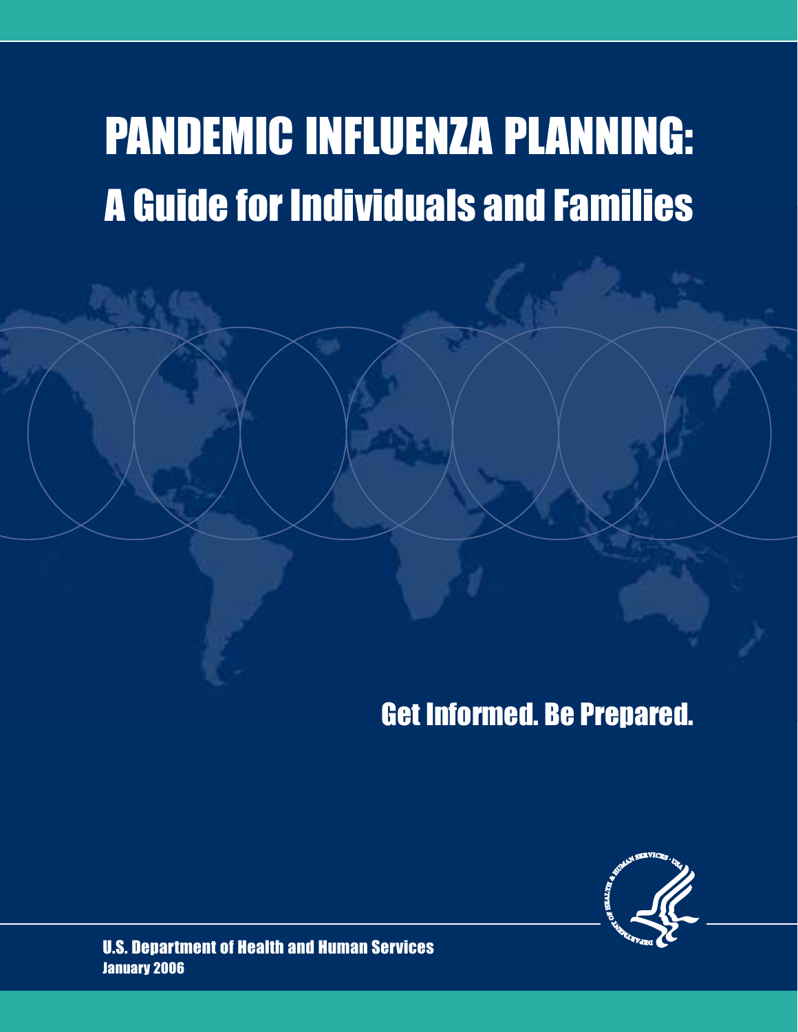# PANDEMIC INFLUENZA PLANNING:
## A Guide for Individuals and Families

Get Informed. Be Prepared.

U.S. Department of Health and Human Services
January 2006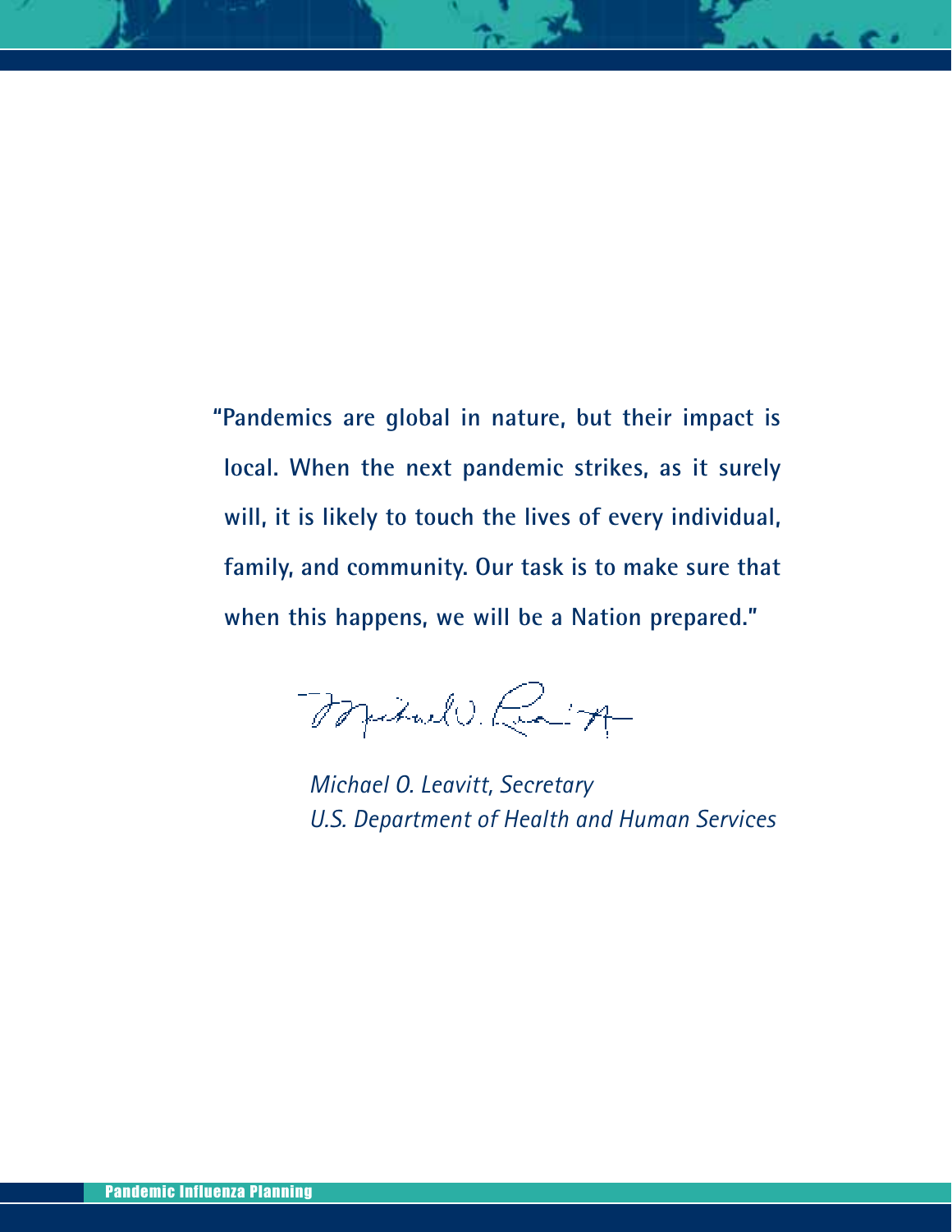**"Pandemics are global in nature, but their impact is local. When the next pandemic strikes, as it surely will, it is likely to touch the lives of every individual, family, and community. Our task is to make sure that when this happens, we will be a Nation prepared."**

*Michael O. Leavitt, Secretary*
*U.S. Department of Health and Human Services*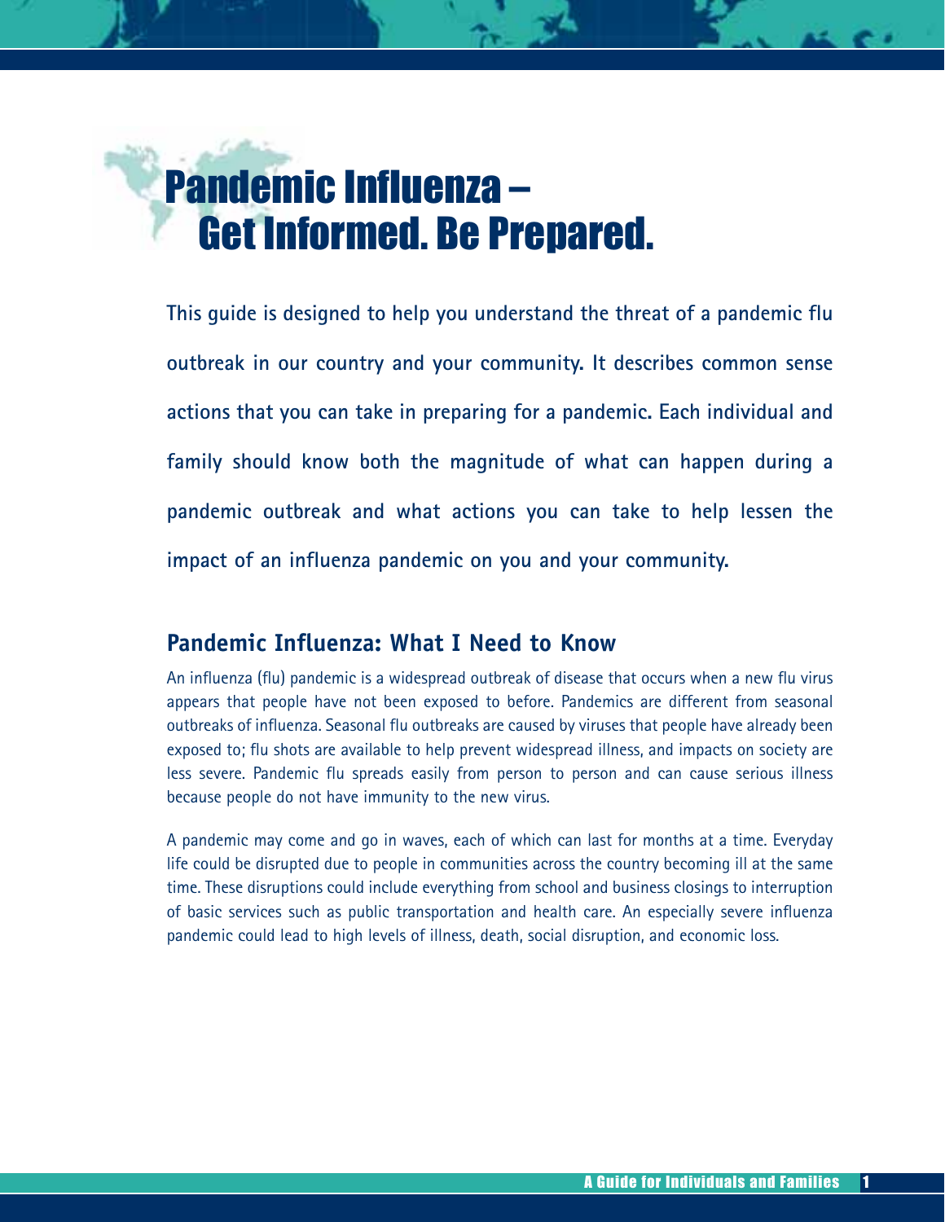# Pandemic Influenza – Get Informed. Be Prepared.

**This guide is designed to help you understand the threat of a pandemic flu outbreak in our country and your community. It describes common sense actions that you can take in preparing for a pandemic. Each individual and family should know both the magnitude of what can happen during a pandemic outbreak and what actions you can take to help lessen the impact of an influenza pandemic on you and your community.**

## Pandemic Influenza: What I Need to Know

An influenza (flu) pandemic is a widespread outbreak of disease that occurs when a new flu virus appears that people have not been exposed to before. Pandemics are different from seasonal outbreaks of influenza. Seasonal flu outbreaks are caused by viruses that people have already been exposed to; flu shots are available to help prevent widespread illness, and impacts on society are less severe. Pandemic flu spreads easily from person to person and can cause serious illness because people do not have immunity to the new virus.

A pandemic may come and go in waves, each of which can last for months at a time. Everyday life could be disrupted due to people in communities across the country becoming ill at the same time. These disruptions could include everything from school and business closings to interruption of basic services such as public transportation and health care. An especially severe influenza pandemic could lead to high levels of illness, death, social disruption, and economic loss.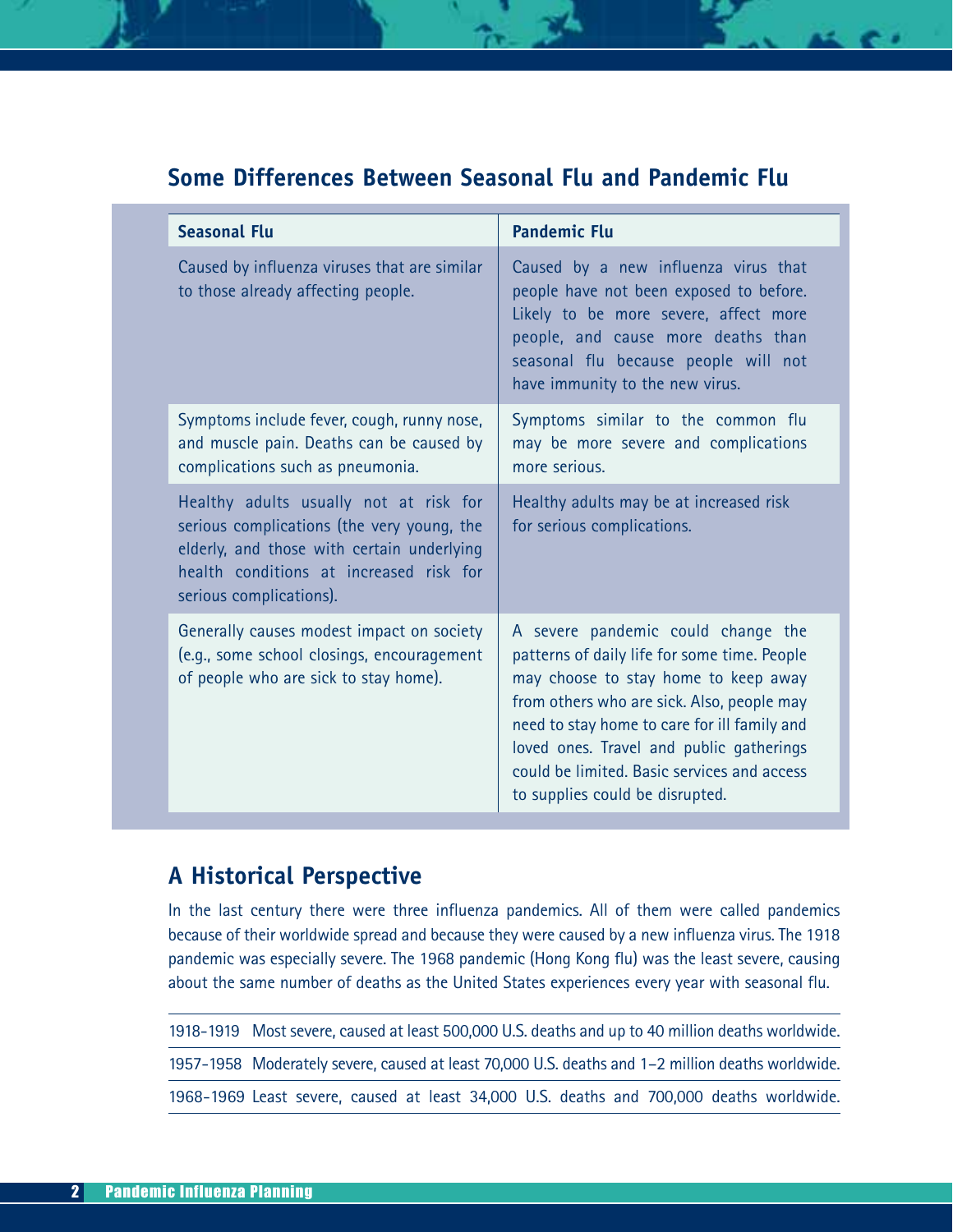## Some Differences Between Seasonal Flu and Pandemic Flu

| Seasonal Flu | Pandemic Flu |
|---|---|
| Caused by influenza viruses that are similar to those already affecting people. | Caused by a new influenza virus that people have not been exposed to before. Likely to be more severe, affect more people, and cause more deaths than seasonal flu because people will not have immunity to the new virus. |
| Symptoms include fever, cough, runny nose, and muscle pain. Deaths can be caused by complications such as pneumonia. | Symptoms similar to the common flu may be more severe and complications more serious. |
| Healthy adults usually not at risk for serious complications (the very young, the elderly, and those with certain underlying health conditions at increased risk for serious complications). | Healthy adults may be at increased risk for serious complications. |
| Generally causes modest impact on society (e.g., some school closings, encouragement of people who are sick to stay home). | A severe pandemic could change the patterns of daily life for some time. People may choose to stay home to keep away from others who are sick. Also, people may need to stay home to care for ill family and loved ones. Travel and public gatherings could be limited. Basic services and access to supplies could be disrupted. |

## A Historical Perspective

In the last century there were three influenza pandemics. All of them were called pandemics because of their worldwide spread and because they were caused by a new influenza virus. The 1918 pandemic was especially severe. The 1968 pandemic (Hong Kong flu) was the least severe, causing about the same number of deaths as the United States experiences every year with seasonal flu.

| | |
|---|---|
| 1918-1919 | Most severe, caused at least 500,000 U.S. deaths and up to 40 million deaths worldwide. |
| 1957-1958 | Moderately severe, caused at least 70,000 U.S. deaths and 1–2 million deaths worldwide. |
| 1968-1969 | Least severe, caused at least 34,000 U.S. deaths and 700,000 deaths worldwide. |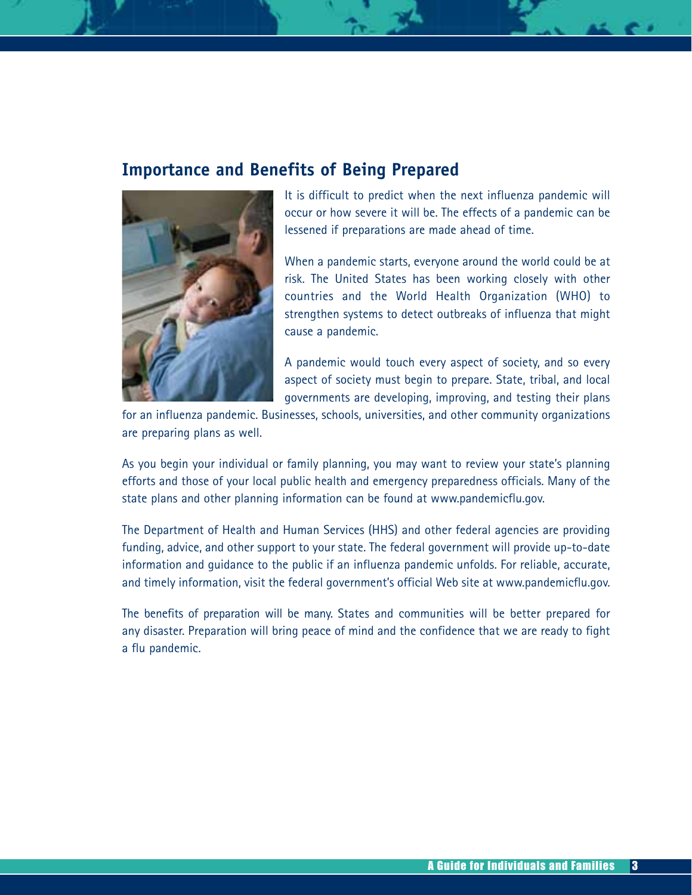## Importance and Benefits of Being Prepared

It is difficult to predict when the next influenza pandemic will occur or how severe it will be. The effects of a pandemic can be lessened if preparations are made ahead of time.

When a pandemic starts, everyone around the world could be at risk. The United States has been working closely with other countries and the World Health Organization (WHO) to strengthen systems to detect outbreaks of influenza that might cause a pandemic.

A pandemic would touch every aspect of society, and so every aspect of society must begin to prepare. State, tribal, and local governments are developing, improving, and testing their plans for an influenza pandemic. Businesses, schools, universities, and other community organizations are preparing plans as well.

As you begin your individual or family planning, you may want to review your state's planning efforts and those of your local public health and emergency preparedness officials. Many of the state plans and other planning information can be found at www.pandemicflu.gov.

The Department of Health and Human Services (HHS) and other federal agencies are providing funding, advice, and other support to your state. The federal government will provide up-to-date information and guidance to the public if an influenza pandemic unfolds. For reliable, accurate, and timely information, visit the federal government's official Web site at www.pandemicflu.gov.

The benefits of preparation will be many. States and communities will be better prepared for any disaster. Preparation will bring peace of mind and the confidence that we are ready to fight a flu pandemic.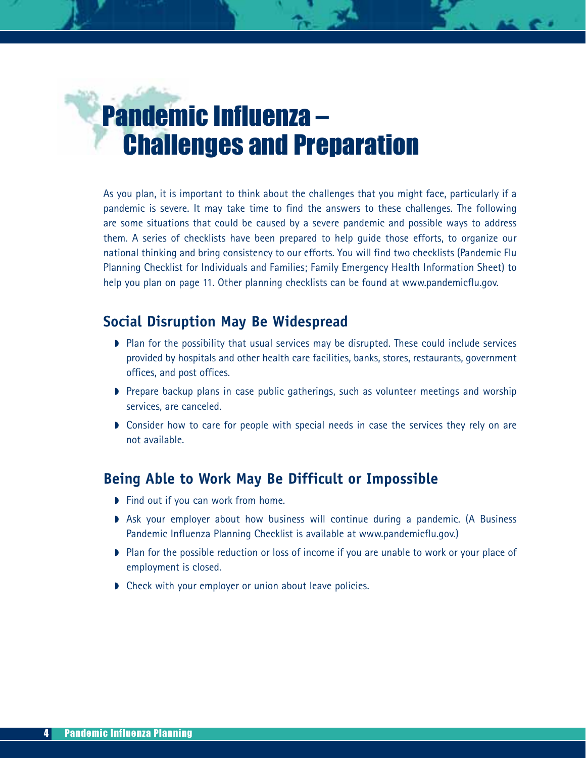# Pandemic Influenza – Challenges and Preparation

As you plan, it is important to think about the challenges that you might face, particularly if a pandemic is severe. It may take time to find the answers to these challenges. The following are some situations that could be caused by a severe pandemic and possible ways to address them. A series of checklists have been prepared to help guide those efforts, to organize our national thinking and bring consistency to our efforts. You will find two checklists (Pandemic Flu Planning Checklist for Individuals and Families; Family Emergency Health Information Sheet) to help you plan on page 11. Other planning checklists can be found at www.pandemicflu.gov.

## Social Disruption May Be Widespread

- Plan for the possibility that usual services may be disrupted. These could include services provided by hospitals and other health care facilities, banks, stores, restaurants, government offices, and post offices.
- Prepare backup plans in case public gatherings, such as volunteer meetings and worship services, are canceled.
- Consider how to care for people with special needs in case the services they rely on are not available.

## Being Able to Work May Be Difficult or Impossible

- Find out if you can work from home.
- Ask your employer about how business will continue during a pandemic. (A Business Pandemic Influenza Planning Checklist is available at www.pandemicflu.gov.)
- Plan for the possible reduction or loss of income if you are unable to work or your place of employment is closed.
- Check with your employer or union about leave policies.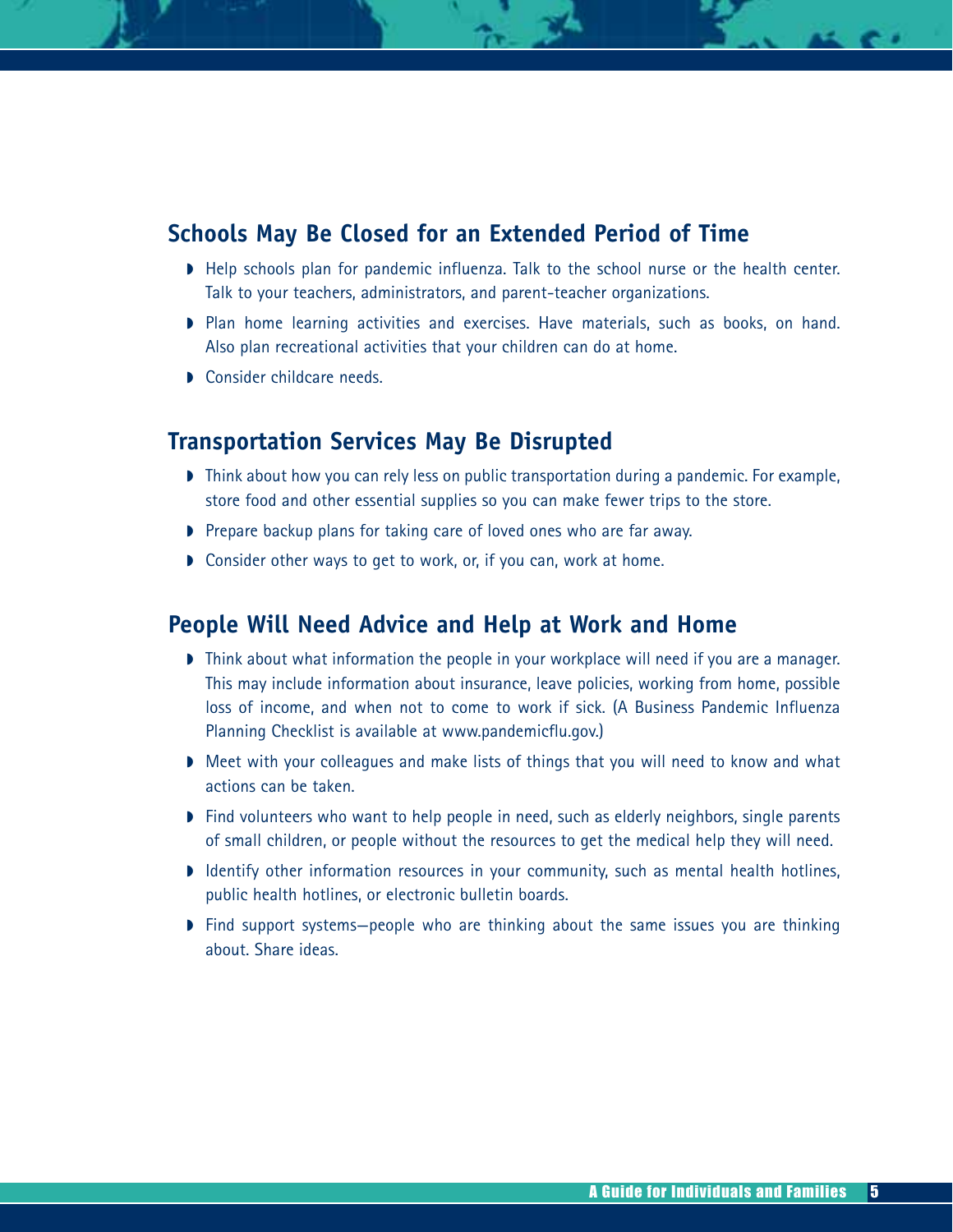## Schools May Be Closed for an Extended Period of Time

- Help schools plan for pandemic influenza. Talk to the school nurse or the health center. Talk to your teachers, administrators, and parent-teacher organizations.
- Plan home learning activities and exercises. Have materials, such as books, on hand. Also plan recreational activities that your children can do at home.
- Consider childcare needs.

## Transportation Services May Be Disrupted

- Think about how you can rely less on public transportation during a pandemic. For example, store food and other essential supplies so you can make fewer trips to the store.
- Prepare backup plans for taking care of loved ones who are far away.
- Consider other ways to get to work, or, if you can, work at home.

## People Will Need Advice and Help at Work and Home

- Think about what information the people in your workplace will need if you are a manager. This may include information about insurance, leave policies, working from home, possible loss of income, and when not to come to work if sick. (A Business Pandemic Influenza Planning Checklist is available at www.pandemicflu.gov.)
- Meet with your colleagues and make lists of things that you will need to know and what actions can be taken.
- Find volunteers who want to help people in need, such as elderly neighbors, single parents of small children, or people without the resources to get the medical help they will need.
- Identify other information resources in your community, such as mental health hotlines, public health hotlines, or electronic bulletin boards.
- Find support systems—people who are thinking about the same issues you are thinking about. Share ideas.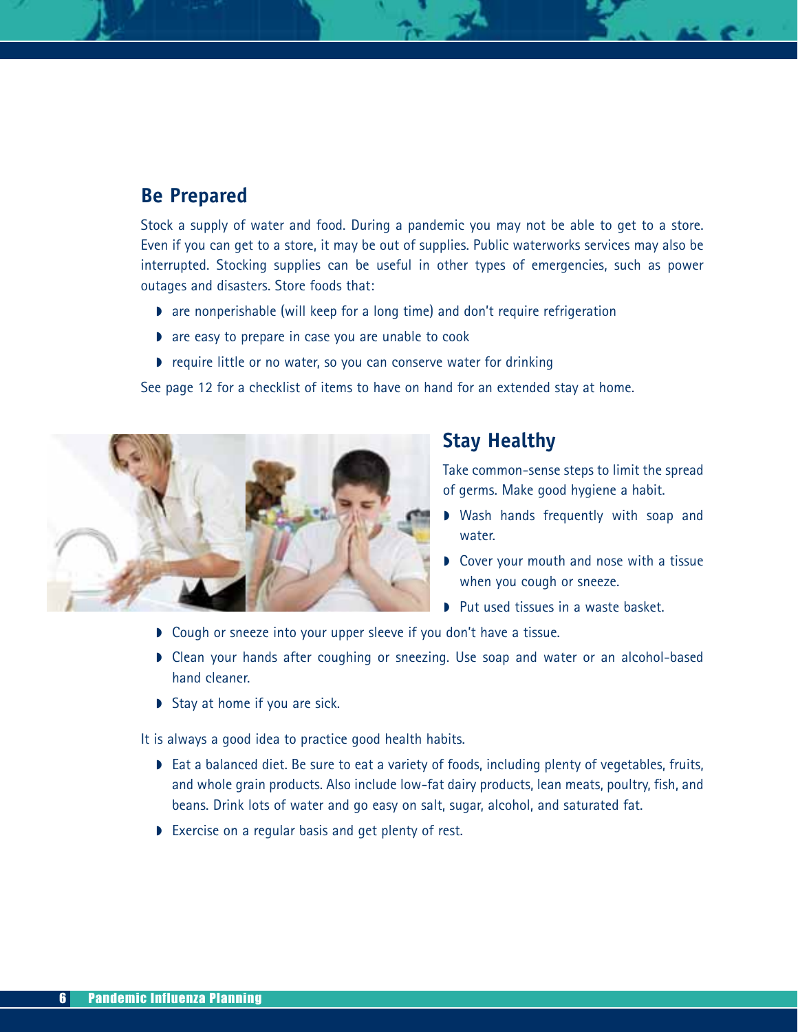## Be Prepared

Stock a supply of water and food. During a pandemic you may not be able to get to a store. Even if you can get to a store, it may be out of supplies. Public waterworks services may also be interrupted. Stocking supplies can be useful in other types of emergencies, such as power outages and disasters. Store foods that:

- are nonperishable (will keep for a long time) and don't require refrigeration
- are easy to prepare in case you are unable to cook
- require little or no water, so you can conserve water for drinking

See page 12 for a checklist of items to have on hand for an extended stay at home.

## Stay Healthy

Take common-sense steps to limit the spread of germs. Make good hygiene a habit.

- Wash hands frequently with soap and water.
- Cover your mouth and nose with a tissue when you cough or sneeze.
- Put used tissues in a waste basket.
- Cough or sneeze into your upper sleeve if you don't have a tissue.
- Clean your hands after coughing or sneezing. Use soap and water or an alcohol-based hand cleaner.
- Stay at home if you are sick.

It is always a good idea to practice good health habits.

- Eat a balanced diet. Be sure to eat a variety of foods, including plenty of vegetables, fruits, and whole grain products. Also include low-fat dairy products, lean meats, poultry, fish, and beans. Drink lots of water and go easy on salt, sugar, alcohol, and saturated fat.
- Exercise on a regular basis and get plenty of rest.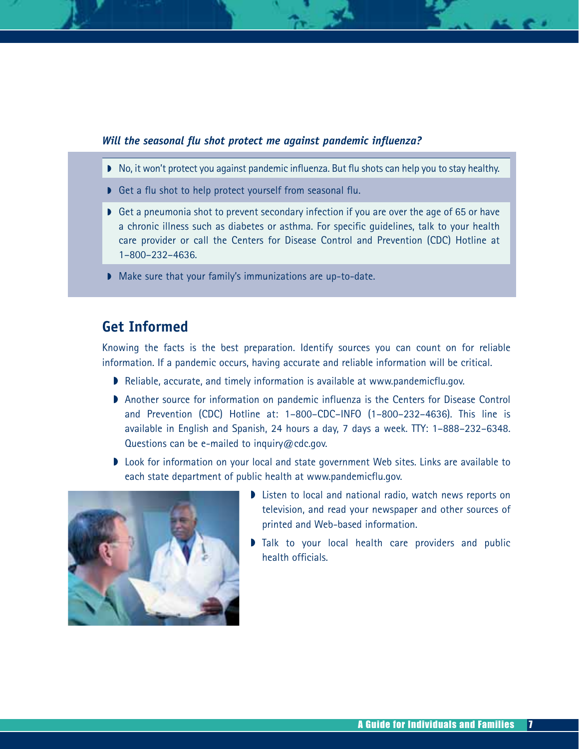***Will the seasonal flu shot protect me against pandemic influenza?***

- No, it won't protect you against pandemic influenza. But flu shots can help you to stay healthy.
- Get a flu shot to help protect yourself from seasonal flu.
- Get a pneumonia shot to prevent secondary infection if you are over the age of 65 or have a chronic illness such as diabetes or asthma. For specific guidelines, talk to your health care provider or call the Centers for Disease Control and Prevention (CDC) Hotline at 1–800–232–4636.
- Make sure that your family's immunizations are up-to-date.

## Get Informed

Knowing the facts is the best preparation. Identify sources you can count on for reliable information. If a pandemic occurs, having accurate and reliable information will be critical.

- Reliable, accurate, and timely information is available at www.pandemicflu.gov.
- Another source for information on pandemic influenza is the Centers for Disease Control and Prevention (CDC) Hotline at: 1–800–CDC–INFO (1–800–232–4636). This line is available in English and Spanish, 24 hours a day, 7 days a week. TTY: 1–888–232–6348. Questions can be e-mailed to inquiry@cdc.gov.
- Look for information on your local and state government Web sites. Links are available to each state department of public health at www.pandemicflu.gov.
- Listen to local and national radio, watch news reports on television, and read your newspaper and other sources of printed and Web-based information.
- Talk to your local health care providers and public health officials.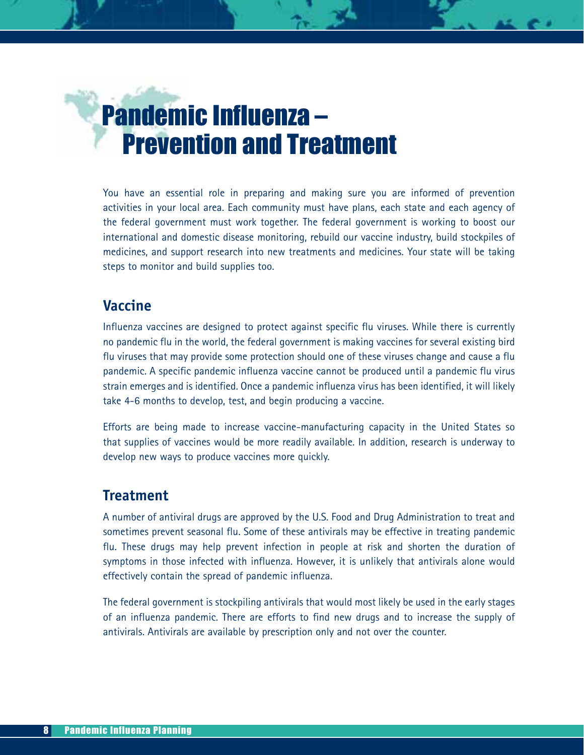# Pandemic Influenza – Prevention and Treatment

You have an essential role in preparing and making sure you are informed of prevention activities in your local area. Each community must have plans, each state and each agency of the federal government must work together. The federal government is working to boost our international and domestic disease monitoring, rebuild our vaccine industry, build stockpiles of medicines, and support research into new treatments and medicines. Your state will be taking steps to monitor and build supplies too.

## Vaccine

Influenza vaccines are designed to protect against specific flu viruses. While there is currently no pandemic flu in the world, the federal government is making vaccines for several existing bird flu viruses that may provide some protection should one of these viruses change and cause a flu pandemic. A specific pandemic influenza vaccine cannot be produced until a pandemic flu virus strain emerges and is identified. Once a pandemic influenza virus has been identified, it will likely take 4-6 months to develop, test, and begin producing a vaccine.

Efforts are being made to increase vaccine-manufacturing capacity in the United States so that supplies of vaccines would be more readily available. In addition, research is underway to develop new ways to produce vaccines more quickly.

## Treatment

A number of antiviral drugs are approved by the U.S. Food and Drug Administration to treat and sometimes prevent seasonal flu. Some of these antivirals may be effective in treating pandemic flu. These drugs may help prevent infection in people at risk and shorten the duration of symptoms in those infected with influenza. However, it is unlikely that antivirals alone would effectively contain the spread of pandemic influenza.

The federal government is stockpiling antivirals that would most likely be used in the early stages of an influenza pandemic. There are efforts to find new drugs and to increase the supply of antivirals. Antivirals are available by prescription only and not over the counter.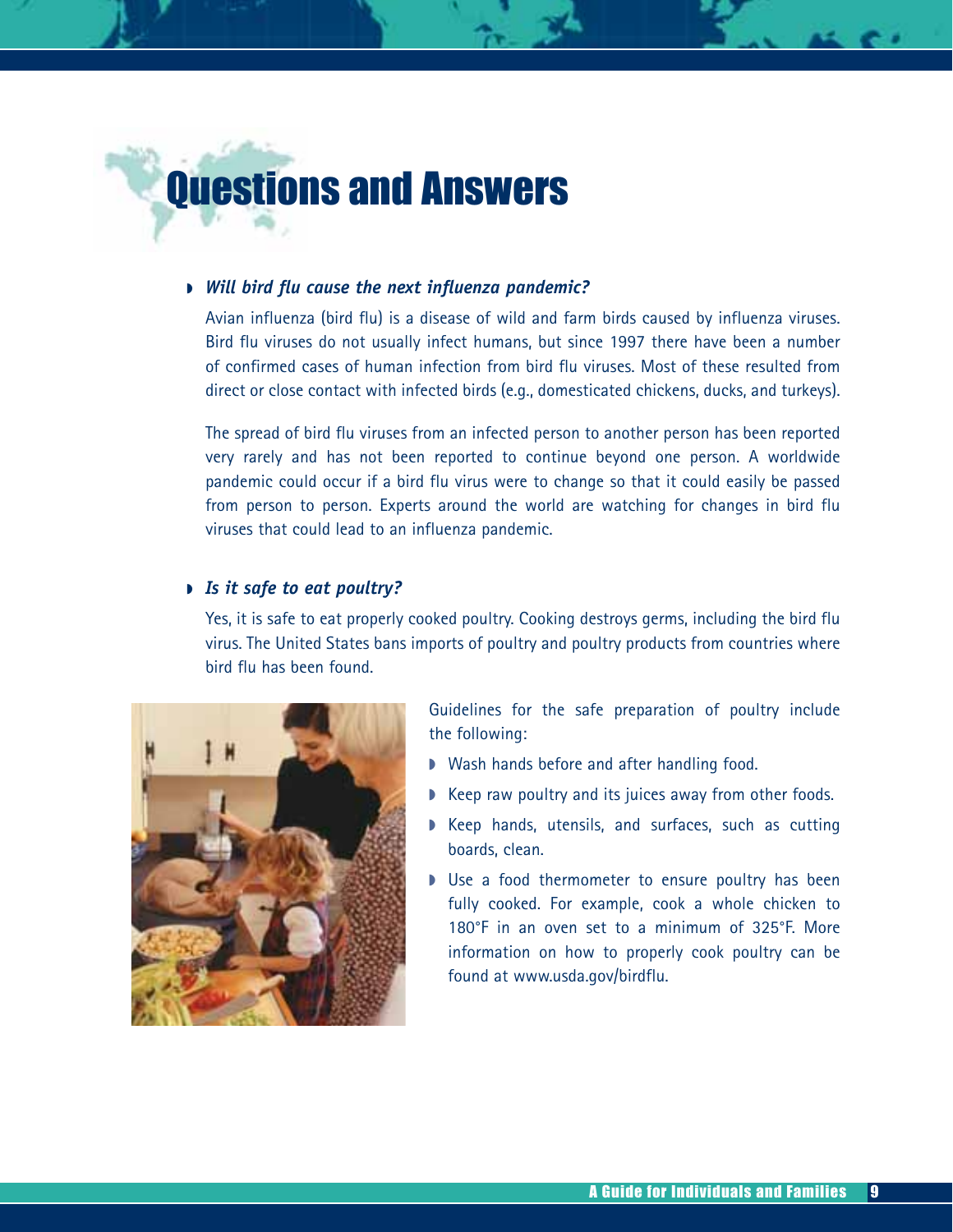# Questions and Answers

- ***Will bird flu cause the next influenza pandemic?***

  Avian influenza (bird flu) is a disease of wild and farm birds caused by influenza viruses. Bird flu viruses do not usually infect humans, but since 1997 there have been a number of confirmed cases of human infection from bird flu viruses. Most of these resulted from direct or close contact with infected birds (e.g., domesticated chickens, ducks, and turkeys).

  The spread of bird flu viruses from an infected person to another person has been reported very rarely and has not been reported to continue beyond one person. A worldwide pandemic could occur if a bird flu virus were to change so that it could easily be passed from person to person. Experts around the world are watching for changes in bird flu viruses that could lead to an influenza pandemic.

- ***Is it safe to eat poultry?***

  Yes, it is safe to eat properly cooked poultry. Cooking destroys germs, including the bird flu virus. The United States bans imports of poultry and poultry products from countries where bird flu has been found.

  Guidelines for the safe preparation of poultry include the following:

  - Wash hands before and after handling food.
  - Keep raw poultry and its juices away from other foods.
  - Keep hands, utensils, and surfaces, such as cutting boards, clean.
  - Use a food thermometer to ensure poultry has been fully cooked. For example, cook a whole chicken to 180°F in an oven set to a minimum of 325°F. More information on how to properly cook poultry can be found at www.usda.gov/birdflu.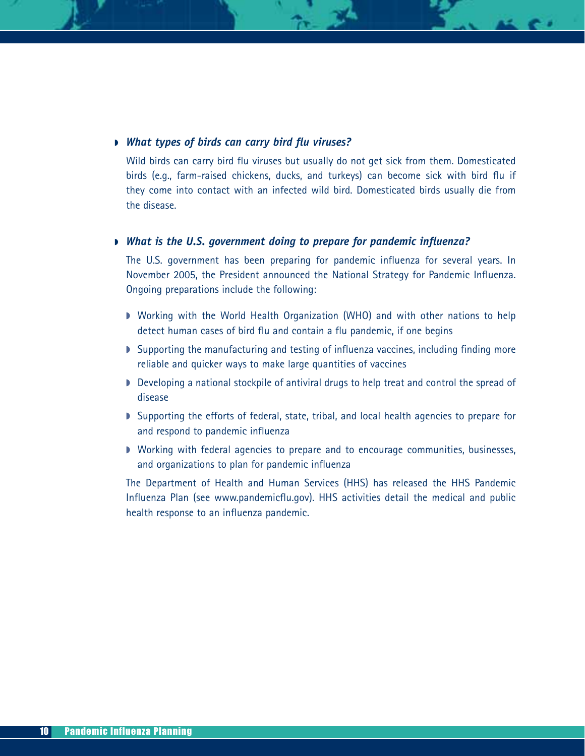### *What types of birds can carry bird flu viruses?*

Wild birds can carry bird flu viruses but usually do not get sick from them. Domesticated birds (e.g., farm-raised chickens, ducks, and turkeys) can become sick with bird flu if they come into contact with an infected wild bird. Domesticated birds usually die from the disease.

### *What is the U.S. government doing to prepare for pandemic influenza?*

The U.S. government has been preparing for pandemic influenza for several years. In November 2005, the President announced the National Strategy for Pandemic Influenza. Ongoing preparations include the following:

- Working with the World Health Organization (WHO) and with other nations to help detect human cases of bird flu and contain a flu pandemic, if one begins
- Supporting the manufacturing and testing of influenza vaccines, including finding more reliable and quicker ways to make large quantities of vaccines
- Developing a national stockpile of antiviral drugs to help treat and control the spread of disease
- Supporting the efforts of federal, state, tribal, and local health agencies to prepare for and respond to pandemic influenza
- Working with federal agencies to prepare and to encourage communities, businesses, and organizations to plan for pandemic influenza

The Department of Health and Human Services (HHS) has released the HHS Pandemic Influenza Plan (see www.pandemicflu.gov). HHS activities detail the medical and public health response to an influenza pandemic.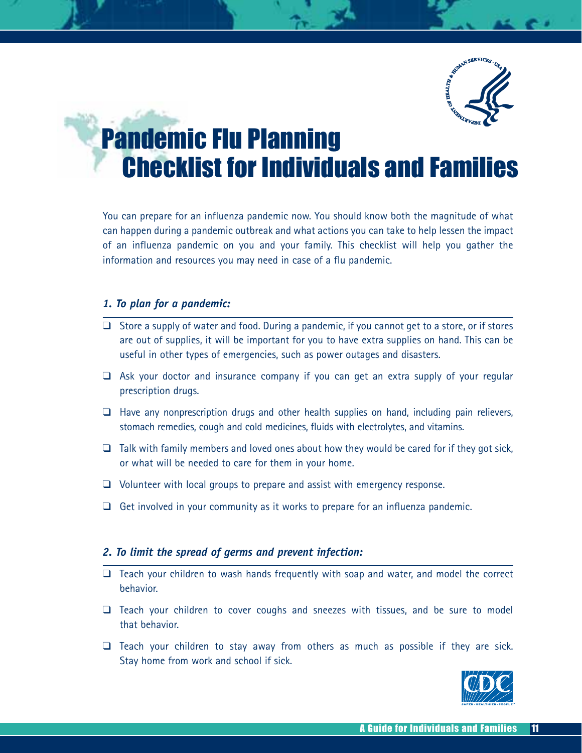# Pandemic Flu Planning Checklist for Individuals and Families

You can prepare for an influenza pandemic now. You should know both the magnitude of what can happen during a pandemic outbreak and what actions you can take to help lessen the impact of an influenza pandemic on you and your family. This checklist will help you gather the information and resources you may need in case of a flu pandemic.

### *1. To plan for a pandemic:*

- ❑ Store a supply of water and food. During a pandemic, if you cannot get to a store, or if stores are out of supplies, it will be important for you to have extra supplies on hand. This can be useful in other types of emergencies, such as power outages and disasters.
- ❑ Ask your doctor and insurance company if you can get an extra supply of your regular prescription drugs.
- ❑ Have any nonprescription drugs and other health supplies on hand, including pain relievers, stomach remedies, cough and cold medicines, fluids with electrolytes, and vitamins.
- ❑ Talk with family members and loved ones about how they would be cared for if they got sick, or what will be needed to care for them in your home.
- ❑ Volunteer with local groups to prepare and assist with emergency response.
- ❑ Get involved in your community as it works to prepare for an influenza pandemic.

### *2. To limit the spread of germs and prevent infection:*

- ❑ Teach your children to wash hands frequently with soap and water, and model the correct behavior.
- ❑ Teach your children to cover coughs and sneezes with tissues, and be sure to model that behavior.
- ❑ Teach your children to stay away from others as much as possible if they are sick. Stay home from work and school if sick.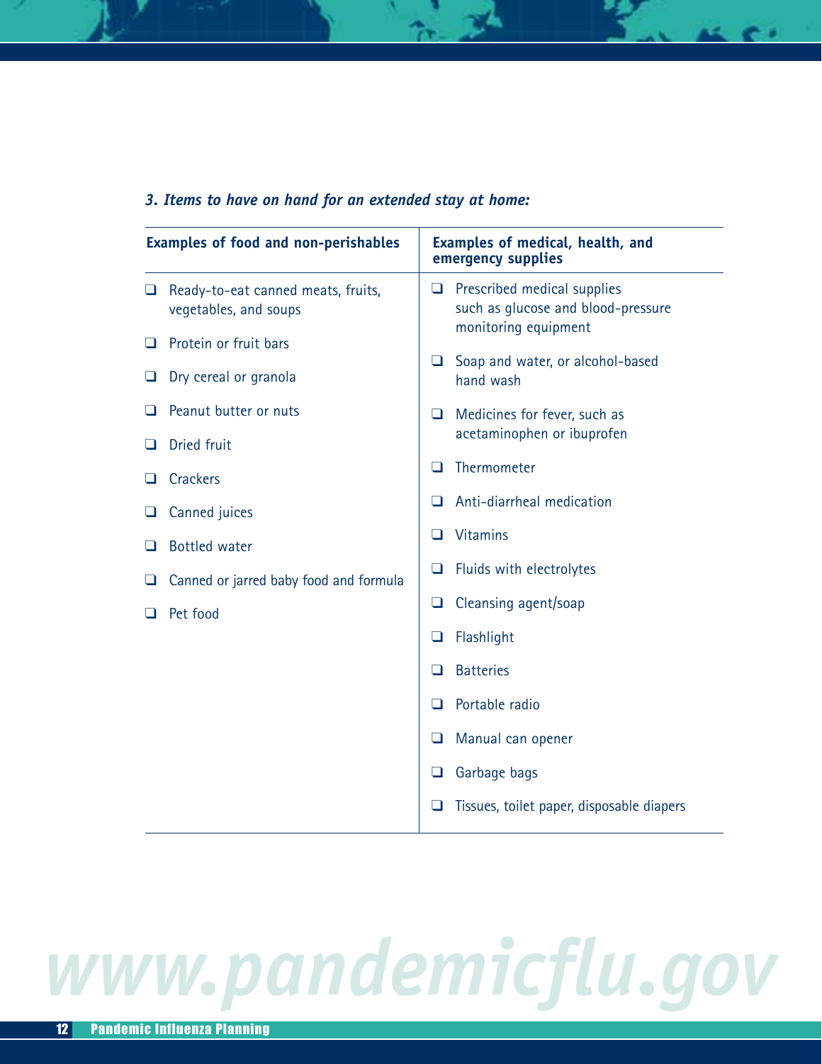### *3. Items to have on hand for an extended stay at home:*

| Examples of food and non-perishables | Examples of medical, health, and emergency supplies |
|---|---|
| ❑ Ready-to-eat canned meats, fruits, vegetables, and soups | ❑ Prescribed medical supplies such as glucose and blood-pressure monitoring equipment |
| ❑ Protein or fruit bars | ❑ Soap and water, or alcohol-based hand wash |
| ❑ Dry cereal or granola | ❑ Medicines for fever, such as acetaminophen or ibuprofen |
| ❑ Peanut butter or nuts | ❑ Thermometer |
| ❑ Dried fruit | ❑ Anti-diarrheal medication |
| ❑ Crackers | ❑ Vitamins |
| ❑ Canned juices | ❑ Fluids with electrolytes |
| ❑ Bottled water | ❑ Cleansing agent/soap |
| ❑ Canned or jarred baby food and formula | ❑ Flashlight |
| ❑ Pet food | ❑ Batteries |
| | ❑ Portable radio |
| | ❑ Manual can opener |
| | ❑ Garbage bags |
| | ❑ Tissues, toilet paper, disposable diapers |

www.pandemicflu.gov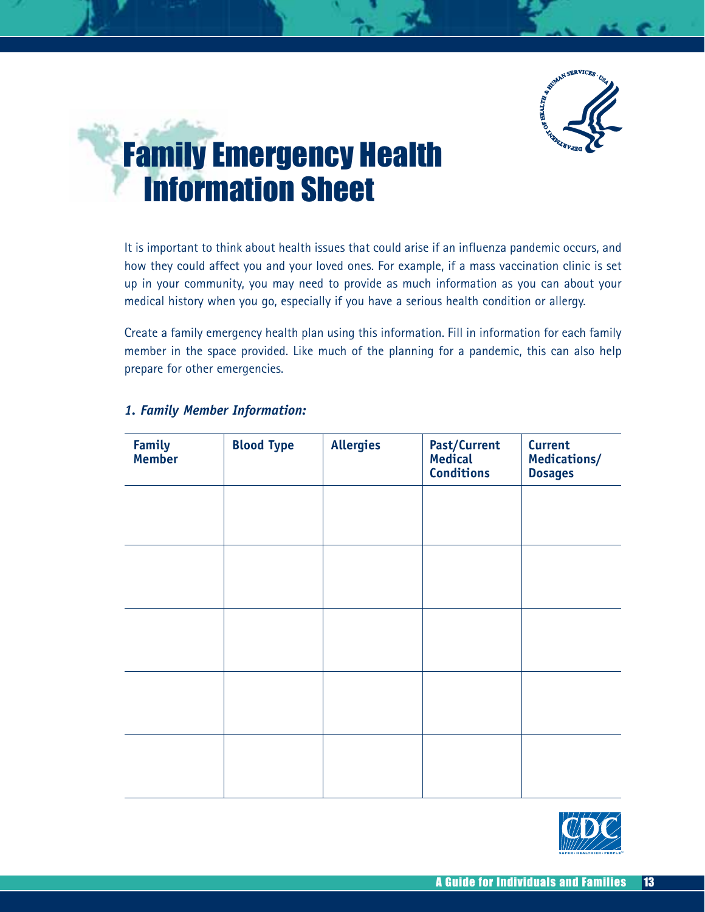# Family Emergency Health Information Sheet

It is important to think about health issues that could arise if an influenza pandemic occurs, and how they could affect you and your loved ones. For example, if a mass vaccination clinic is set up in your community, you may need to provide as much information as you can about your medical history when you go, especially if you have a serious health condition or allergy.

Create a family emergency health plan using this information. Fill in information for each family member in the space provided. Like much of the planning for a pandemic, this can also help prepare for other emergencies.

### *1. Family Member Information:*

| Family Member | Blood Type | Allergies | Past/Current Medical Conditions | Current Medications/ Dosages |
|---|---|---|---|---|
| | | | | |
| | | | | |
| | | | | |
| | | | | |
| | | | | |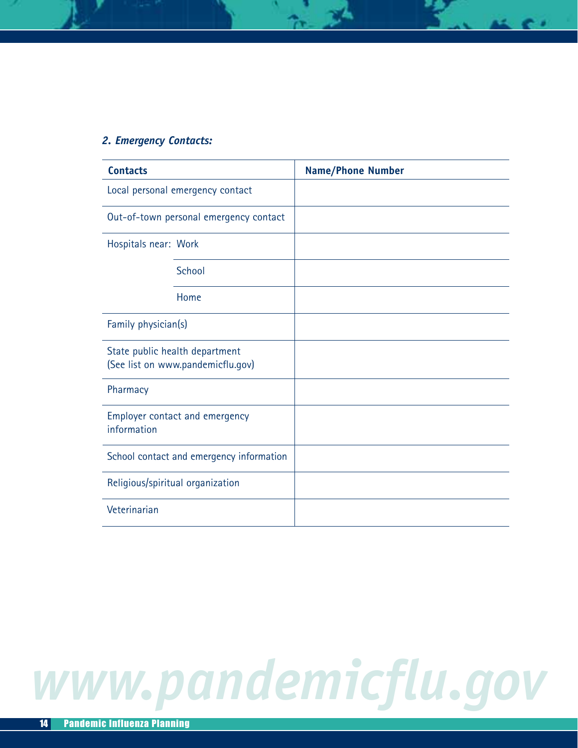### *2. Emergency Contacts:*

| Contacts | | Name/Phone Number |
|---|---|---|
| Local personal emergency contact | | |
| Out-of-town personal emergency contact | | |
| Hospitals near: | Work | |
| | School | |
| | Home | |
| Family physician(s) | | |
| State public health department (See list on www.pandemicflu.gov) | | |
| Pharmacy | | |
| Employer contact and emergency information | | |
| School contact and emergency information | | |
| Religious/spiritual organization | | |
| Veterinarian | | |

www.pandemicflu.gov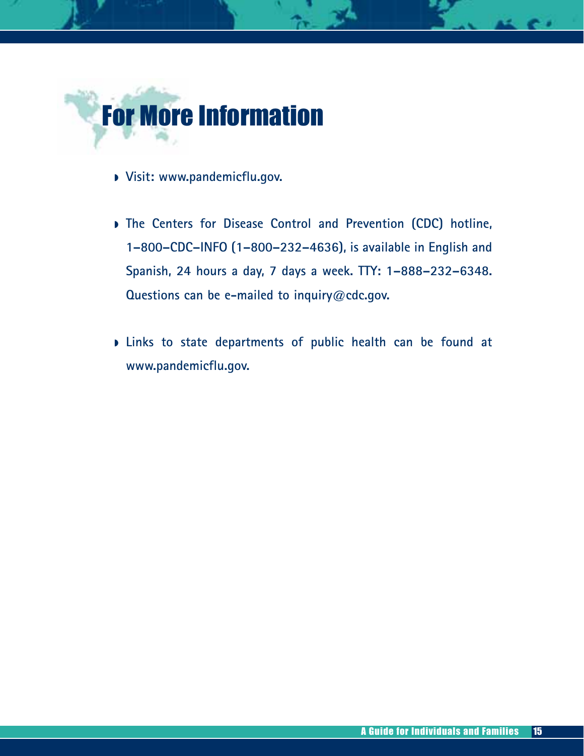# For More Information

- **Visit: www.pandemicflu.gov.**
- **The Centers for Disease Control and Prevention (CDC) hotline, 1-800-CDC-INFO (1-800-232-4636), is available in English and Spanish, 24 hours a day, 7 days a week. TTY: 1-888-232-6348. Questions can be e-mailed to inquiry@cdc.gov.**
- **Links to state departments of public health can be found at www.pandemicflu.gov.**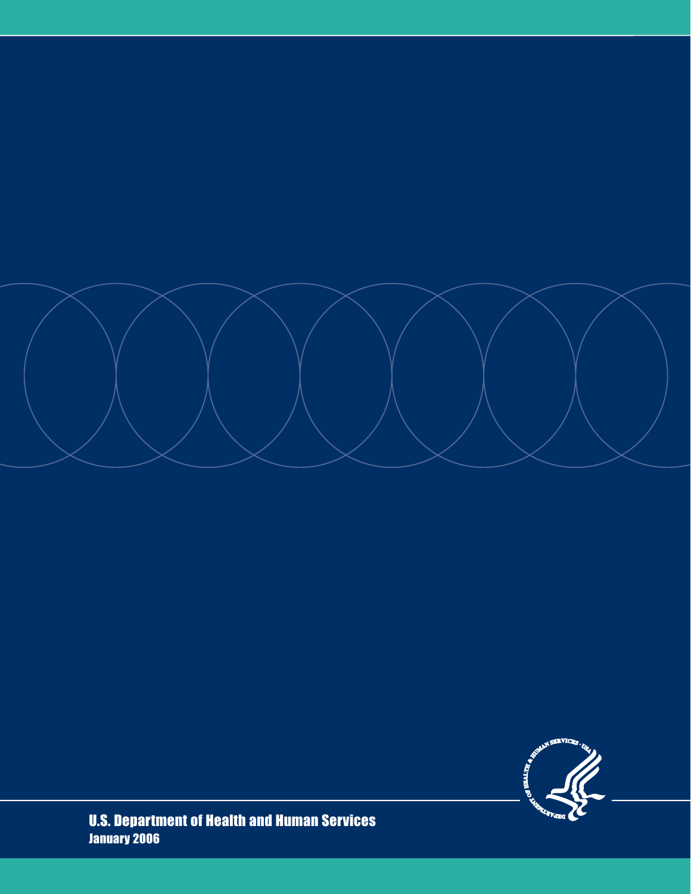U.S. Department of Health and Human Services

January 2006